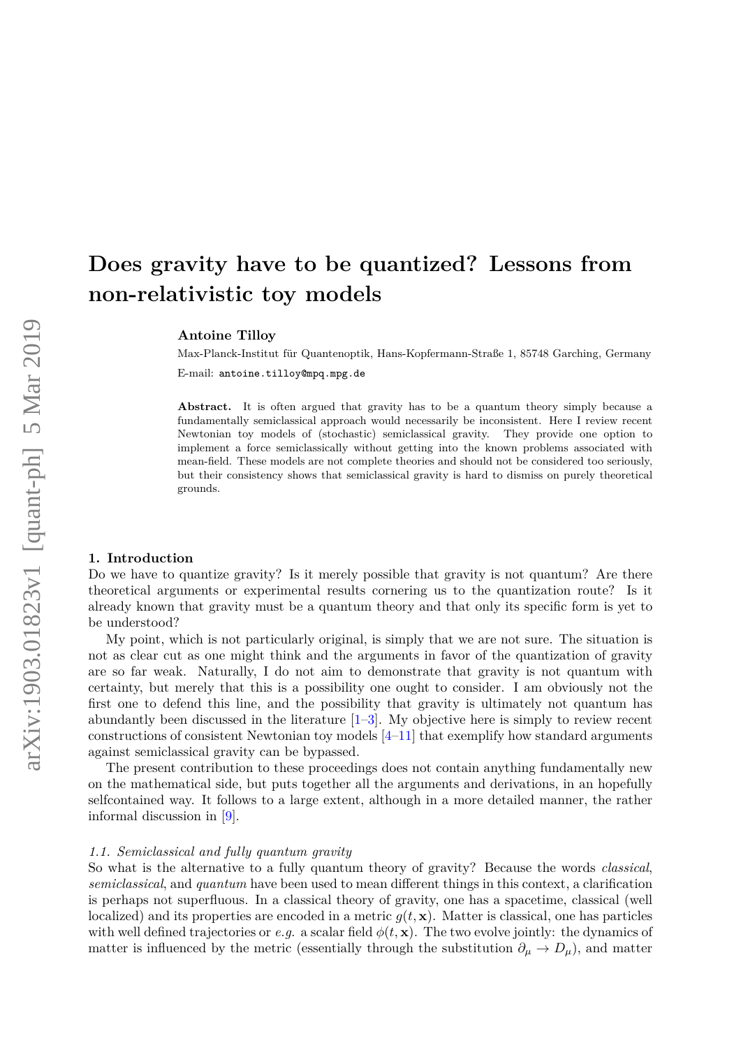# Does gravity have to be quantized? Lessons from non-relativistic toy models

**Antoine Tilloy**

Max-Planck-Institut für Quantenoptik, Hans-Kopfermann-Straße 1, 85748 Garching, Germany

E-mail: antoine.tilloy@mpq.mpg.de

**Abstract.** It is often argued that gravity has to be a quantum theory simply because a fundamentally semiclassical approach would necessarily be inconsistent. Here I review recent Newtonian toy models of (stochastic) semiclassical gravity. They provide one option to implement a force semiclassically without getting into the known problems associated with mean-field. These models are not complete theories and should not be considered too seriously, but their consistency shows that semiclassical gravity is hard to dismiss on purely theoretical grounds.

## 1. Introduction

Do we have to quantize gravity? Is it merely possible that gravity is not quantum? Are there theoretical arguments or experimental results cornering us to the quantization route? Is it already known that gravity must be a quantum theory and that only its specific form is yet to be understood?

My point, which is not particularly original, is simply that we are not sure. The situation is not as clear cut as one might think and the arguments in favor of the quantization of gravity are so far weak. Naturally, I do not aim to demonstrate that gravity is not quantum with certainty, but merely that this is a possibility one ought to consider. I am obviously not the first one to defend this line, and the possibility that gravity is ultimately not quantum has abundantly been discussed in the literature [1–3]. My objective here is simply to review recent constructions of consistent Newtonian toy models [4–11] that exemplify how standard arguments against semiclassical gravity can be bypassed.

The present contribution to these proceedings does not contain anything fundamentally new on the mathematical side, but puts together all the arguments and derivations, in an hopefully selfcontained way. It follows to a large extent, although in a more detailed manner, the rather informal discussion in [9].

### 1.1. Semiclassical and fully quantum gravity

So what is the alternative to a fully quantum theory of gravity? Because the words *classical*, *semiclassical*, and *quantum* have been used to mean different things in this context, a clarification is perhaps not superfluous. In a classical theory of gravity, one has a spacetime, classical (well localized) and its properties are encoded in a metric $g(t, \mathbf{x})$. Matter is classical, one has particles with well defined trajectories or *e.g.* a scalar field $\phi(t, \mathbf{x})$. The two evolve jointly: the dynamics of matter is influenced by the metric (essentially through the substitution $\partial_\mu \to D_\mu$), and matter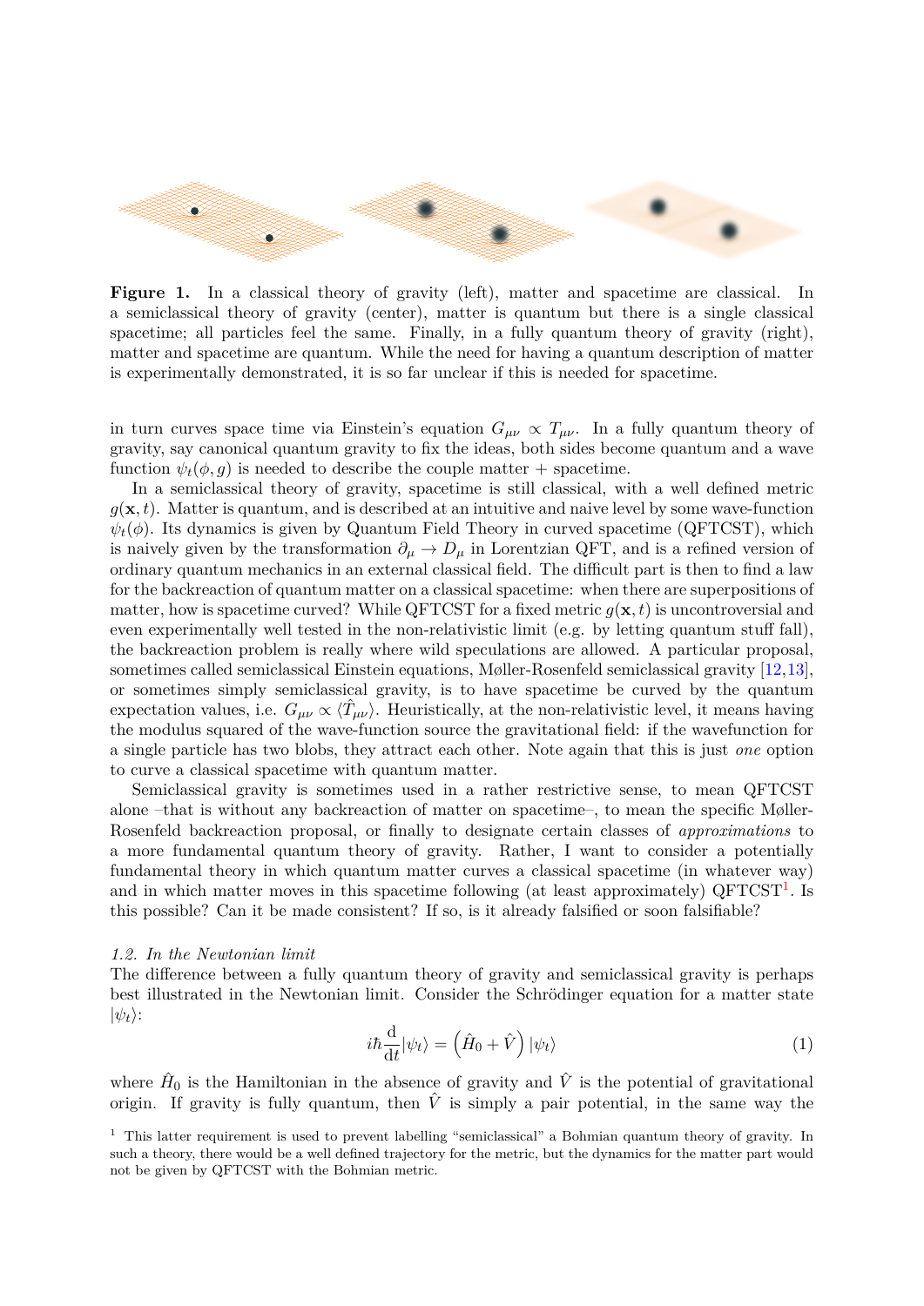**Figure 1.** In a classical theory of gravity (left), matter and spacetime are classical. In a semiclassical theory of gravity (center), matter is quantum but there is a single classical spacetime; all particles feel the same. Finally, in a fully quantum theory of gravity (right), matter and spacetime are quantum. While the need for having a quantum description of matter is experimentally demonstrated, it is so far unclear if this is needed for spacetime.

in turn curves space time via Einstein's equation $G_{\mu\nu} \propto T_{\mu\nu}$. In a fully quantum theory of gravity, say canonical quantum gravity to fix the ideas, both sides become quantum and a wave function $\psi_t(\phi, g)$ is needed to describe the couple matter + spacetime.

In a semiclassical theory of gravity, spacetime is still classical, with a well defined metric $g(\mathbf{x}, t)$. Matter is quantum, and is described at an intuitive and naive level by some wave-function $\psi_t(\phi)$. Its dynamics is given by Quantum Field Theory in curved spacetime (QFTCST), which is naively given by the transformation $\partial_\mu \to D_\mu$ in Lorentzian QFT, and is a refined version of ordinary quantum mechanics in an external classical field. The difficult part is then to find a law for the backreaction of quantum matter on a classical spacetime: when there are superpositions of matter, how is spacetime curved? While QFTCST for a fixed metric $g(\mathbf{x}, t)$ is uncontroversial and even experimentally well tested in the non-relativistic limit (e.g. by letting quantum stuff fall), the backreaction problem is really where wild speculations are allowed. A particular proposal, sometimes called semiclassical Einstein equations, Møller-Rosenfeld semiclassical gravity [12,13], or sometimes simply semiclassical gravity, is to have spacetime be curved by the quantum expectation values, i.e. $G_{\mu\nu} \propto \langle \hat{T}_{\mu\nu} \rangle$. Heuristically, at the non-relativistic level, it means having the modulus squared of the wave-function source the gravitational field: if the wavefunction for a single particle has two blobs, they attract each other. Note again that this is just *one* option to curve a classical spacetime with quantum matter.

Semiclassical gravity is sometimes used in a rather restrictive sense, to mean QFTCST alone –that is without any backreaction of matter on spacetime–, to mean the specific Møller-Rosenfeld backreaction proposal, or finally to designate certain classes of *approximations* to a more fundamental quantum theory of gravity. Rather, I want to consider a potentially fundamental theory in which quantum matter curves a classical spacetime (in whatever way) and in which matter moves in this spacetime following (at least approximately) QFTCST[1]. Is this possible? Can it be made consistent? If so, is it already falsified or soon falsifiable?

### *1.2. In the Newtonian limit*

The difference between a fully quantum theory of gravity and semiclassical gravity is perhaps best illustrated in the Newtonian limit. Consider the Schrödinger equation for a matter state $|\psi_t\rangle$:

$$i\hbar \frac{\mathrm{d}}{\mathrm{d}t} |\psi_t\rangle = \left( \hat{H}_0 + \hat{V} \right) |\psi_t\rangle \tag{1}$$

where $\hat{H}_0$ is the Hamiltonian in the absence of gravity and $\hat{V}$ is the potential of gravitational origin. If gravity is fully quantum, then $\hat{V}$ is simply a pair potential, in the same way the

[1] This latter requirement is used to prevent labelling "semiclassical" a Bohmian quantum theory of gravity. In such a theory, there would be a well defined trajectory for the metric, but the dynamics for the matter part would not be given by QFTCST with the Bohmian metric.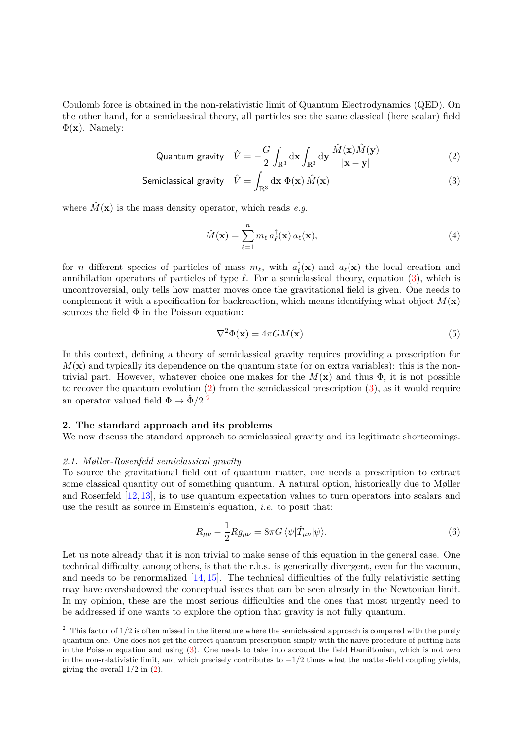Coulomb force is obtained in the non-relativistic limit of Quantum Electrodynamics (QED). On the other hand, for a semiclassical theory, all particles see the same classical (here scalar) field $\Phi(\mathbf{x})$. Namely:

$$\text{Quantum gravity} \quad \hat{V} = -\frac{G}{2}\int_{\mathbb{R}^3} \mathrm{d}\mathbf{x} \int_{\mathbb{R}^3} \mathrm{d}\mathbf{y}\, \frac{\hat{M}(\mathbf{x})\hat{M}(\mathbf{y})}{|\mathbf{x}-\mathbf{y}|} \tag{2}$$

$$\text{Semiclassical gravity} \quad \hat{V} = \int_{\mathbb{R}^3} \mathrm{d}\mathbf{x}\; \Phi(\mathbf{x})\, \hat{M}(\mathbf{x}) \tag{3}$$

where $\hat{M}(\mathbf{x})$ is the mass density operator, which reads *e.g.*

$$\hat{M}(\mathbf{x}) = \sum_{\ell=1}^{n} m_\ell\, a_\ell^\dagger(\mathbf{x})\, a_\ell(\mathbf{x}), \tag{4}$$

for $n$ different species of particles of mass $m_\ell$, with $a_\ell^\dagger(\mathbf{x})$ and $a_\ell(\mathbf{x})$ the local creation and annihilation operators of particles of type $\ell$. For a semiclassical theory, equation (3), which is uncontroversial, only tells how matter moves once the gravitational field is given. One needs to complement it with a specification for backreaction, which means identifying what object $M(\mathbf{x})$ sources the field $\Phi$ in the Poisson equation:

$$\nabla^2\Phi(\mathbf{x}) = 4\pi G M(\mathbf{x}). \tag{5}$$

In this context, defining a theory of semiclassical gravity requires providing a prescription for $M(\mathbf{x})$ and typically its dependence on the quantum state (or on extra variables): this is the non-trivial part. However, whatever choice one makes for the $M(\mathbf{x})$ and thus $\Phi$, it is not possible to recover the quantum evolution (2) from the semiclassical prescription (3), as it would require an operator valued field $\Phi \to \hat{\Phi}/2$.[2]

## 2. The standard approach and its problems

We now discuss the standard approach to semiclassical gravity and its legitimate shortcomings.

### *2.1. Møller-Rosenfeld semiclassical gravity*

To source the gravitational field out of quantum matter, one needs a prescription to extract some classical quantity out of something quantum. A natural option, historically due to Møller and Rosenfeld [12, 13], is to use quantum expectation values to turn operators into scalars and use the result as source in Einstein's equation, *i.e.* to posit that:

$$R_{\mu\nu} - \frac{1}{2}R g_{\mu\nu} = 8\pi G\, \langle\psi|\hat{T}_{\mu\nu}|\psi\rangle. \tag{6}$$

Let us note already that it is non trivial to make sense of this equation in the general case. One technical difficulty, among others, is that the r.h.s. is generically divergent, even for the vacuum, and needs to be renormalized [14, 15]. The technical difficulties of the fully relativistic setting may have overshadowed the conceptual issues that can be seen already in the Newtonian limit. In my opinion, these are the most serious difficulties and the ones that most urgently need to be addressed if one wants to explore the option that gravity is not fully quantum.

[2] This factor of 1/2 is often missed in the literature where the semiclassical approach is compared with the purely quantum one. One does not get the correct quantum prescription simply with the naive procedure of putting hats in the Poisson equation and using (3). One needs to take into account the field Hamiltonian, which is not zero in the non-relativistic limit, and which precisely contributes to $-1/2$ times what the matter-field coupling yields, giving the overall 1/2 in (2).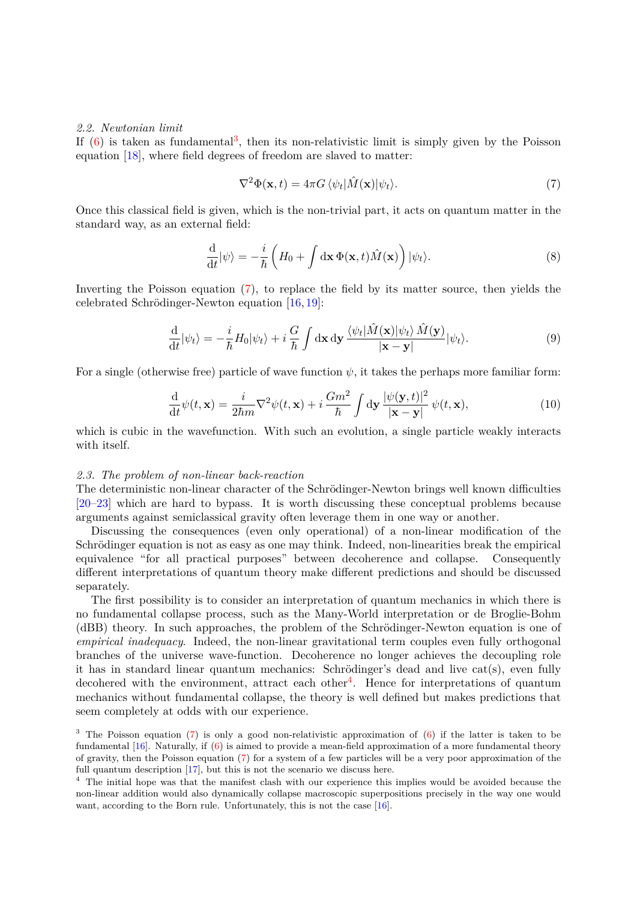### 2.2. Newtonian limit

If (6) is taken as fundamental[3], then its non-relativistic limit is simply given by the Poisson equation [18], where field degrees of freedom are slaved to matter:

$$\nabla^2 \Phi(\mathbf{x}, t) = 4\pi G \, \langle \psi_t | \hat{M}(\mathbf{x}) | \psi_t \rangle. \tag{7}$$

Once this classical field is given, which is the non-trivial part, it acts on quantum matter in the standard way, as an external field:

$$\frac{\mathrm{d}}{\mathrm{d}t} |\psi\rangle = -\frac{i}{\hbar} \left( H_0 + \int \mathrm{d}\mathbf{x} \, \Phi(\mathbf{x}, t) \hat{M}(\mathbf{x}) \right) |\psi_t\rangle. \tag{8}$$

Inverting the Poisson equation (7), to replace the field by its matter source, then yields the celebrated Schrödinger-Newton equation [16, 19]:

$$\frac{\mathrm{d}}{\mathrm{d}t} |\psi_t\rangle = -\frac{i}{\hbar} H_0 |\psi_t\rangle + i \, \frac{G}{\hbar} \int \mathrm{d}\mathbf{x} \, \mathrm{d}\mathbf{y} \, \frac{\langle \psi_t | \hat{M}(\mathbf{x}) | \psi_t \rangle \, \hat{M}(\mathbf{y})}{|\mathbf{x} - \mathbf{y}|} |\psi_t\rangle. \tag{9}$$

For a single (otherwise free) particle of wave function $\psi$, it takes the perhaps more familiar form:

$$\frac{\mathrm{d}}{\mathrm{d}t} \psi(t, \mathbf{x}) = \frac{i}{2\hbar m} \nabla^2 \psi(t, \mathbf{x}) + i \, \frac{G m^2}{\hbar} \int \mathrm{d}\mathbf{y} \, \frac{|\psi(\mathbf{y}, t)|^2}{|\mathbf{x} - \mathbf{y}|} \, \psi(t, \mathbf{x}), \tag{10}$$

which is cubic in the wavefunction. With such an evolution, a single particle weakly interacts with itself.

### 2.3. The problem of non-linear back-reaction

The deterministic non-linear character of the Schrödinger-Newton brings well known difficulties [20–23] which are hard to bypass. It is worth discussing these conceptual problems because arguments against semiclassical gravity often leverage them in one way or another.

Discussing the consequences (even only operational) of a non-linear modification of the Schrödinger equation is not as easy as one may think. Indeed, non-linearities break the empirical equivalence "for all practical purposes" between decoherence and collapse. Consequently different interpretations of quantum theory make different predictions and should be discussed separately.

The first possibility is to consider an interpretation of quantum mechanics in which there is no fundamental collapse process, such as the Many-World interpretation or de Broglie-Bohm (dBB) theory. In such approaches, the problem of the Schrödinger-Newton equation is one of *empirical inadequacy*. Indeed, the non-linear gravitational term couples even fully orthogonal branches of the universe wave-function. Decoherence no longer achieves the decoupling role it has in standard linear quantum mechanics: Schrödinger's dead and live cat(s), even fully decohered with the environment, attract each other[4]. Hence for interpretations of quantum mechanics without fundamental collapse, the theory is well defined but makes predictions that seem completely at odds with our experience.

[3] The Poisson equation (7) is only a good non-relativistic approximation of (6) if the latter is taken to be fundamental [16]. Naturally, if (6) is aimed to provide a mean-field approximation of a more fundamental theory of gravity, then the Poisson equation (7) for a system of a few particles will be a very poor approximation of the full quantum description [17], but this is not the scenario we discuss here.

[4] The initial hope was that the manifest clash with our experience this implies would be avoided because the non-linear addition would also dynamically collapse macroscopic superpositions precisely in the way one would want, according to the Born rule. Unfortunately, this is not the case [16].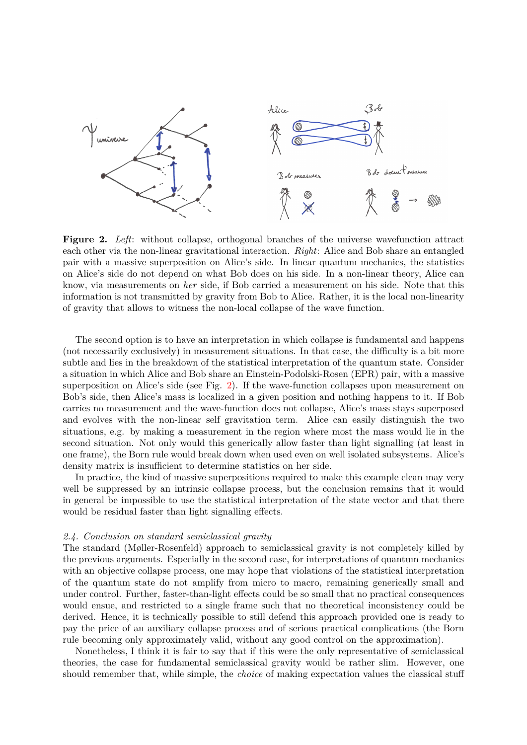**Figure 2.** *Left*: without collapse, orthogonal branches of the universe wavefunction attract each other via the non-linear gravitational interaction. *Right*: Alice and Bob share an entangled pair with a massive superposition on Alice's side. In linear quantum mechanics, the statistics on Alice's side do not depend on what Bob does on his side. In a non-linear theory, Alice can know, via measurements on *her* side, if Bob carried a measurement on his side. Note that this information is not transmitted by gravity from Bob to Alice. Rather, it is the local non-linearity of gravity that allows to witness the non-local collapse of the wave function.

The second option is to have an interpretation in which collapse is fundamental and happens (not necessarily exclusively) in measurement situations. In that case, the difficulty is a bit more subtle and lies in the breakdown of the statistical interpretation of the quantum state. Consider a situation in which Alice and Bob share an Einstein-Podolski-Rosen (EPR) pair, with a massive superposition on Alice's side (see Fig. 2). If the wave-function collapses upon measurement on Bob's side, then Alice's mass is localized in a given position and nothing happens to it. If Bob carries no measurement and the wave-function does not collapse, Alice's mass stays superposed and evolves with the non-linear self gravitation term. Alice can easily distinguish the two situations, e.g. by making a measurement in the region where most the mass would lie in the second situation. Not only would this generically allow faster than light signalling (at least in one frame), the Born rule would break down when used even on well isolated subsystems. Alice's density matrix is insufficient to determine statistics on her side.

In practice, the kind of massive superpositions required to make this example clean may very well be suppressed by an intrinsic collapse process, but the conclusion remains that it would in general be impossible to use the statistical interpretation of the state vector and that there would be residual faster than light signalling effects.

### *2.4. Conclusion on standard semiclassical gravity*

The standard (Møller-Rosenfeld) approach to semiclassical gravity is not completely killed by the previous arguments. Especially in the second case, for interpretations of quantum mechanics with an objective collapse process, one may hope that violations of the statistical interpretation of the quantum state do not amplify from micro to macro, remaining generically small and under control. Further, faster-than-light effects could be so small that no practical consequences would ensue, and restricted to a single frame such that no theoretical inconsistency could be derived. Hence, it is technically possible to still defend this approach provided one is ready to pay the price of an auxiliary collapse process and of serious practical complications (the Born rule becoming only approximately valid, without any good control on the approximation).

Nonetheless, I think it is fair to say that if this were the only representative of semiclassical theories, the case for fundamental semiclassical gravity would be rather slim. However, one should remember that, while simple, the *choice* of making expectation values the classical stuff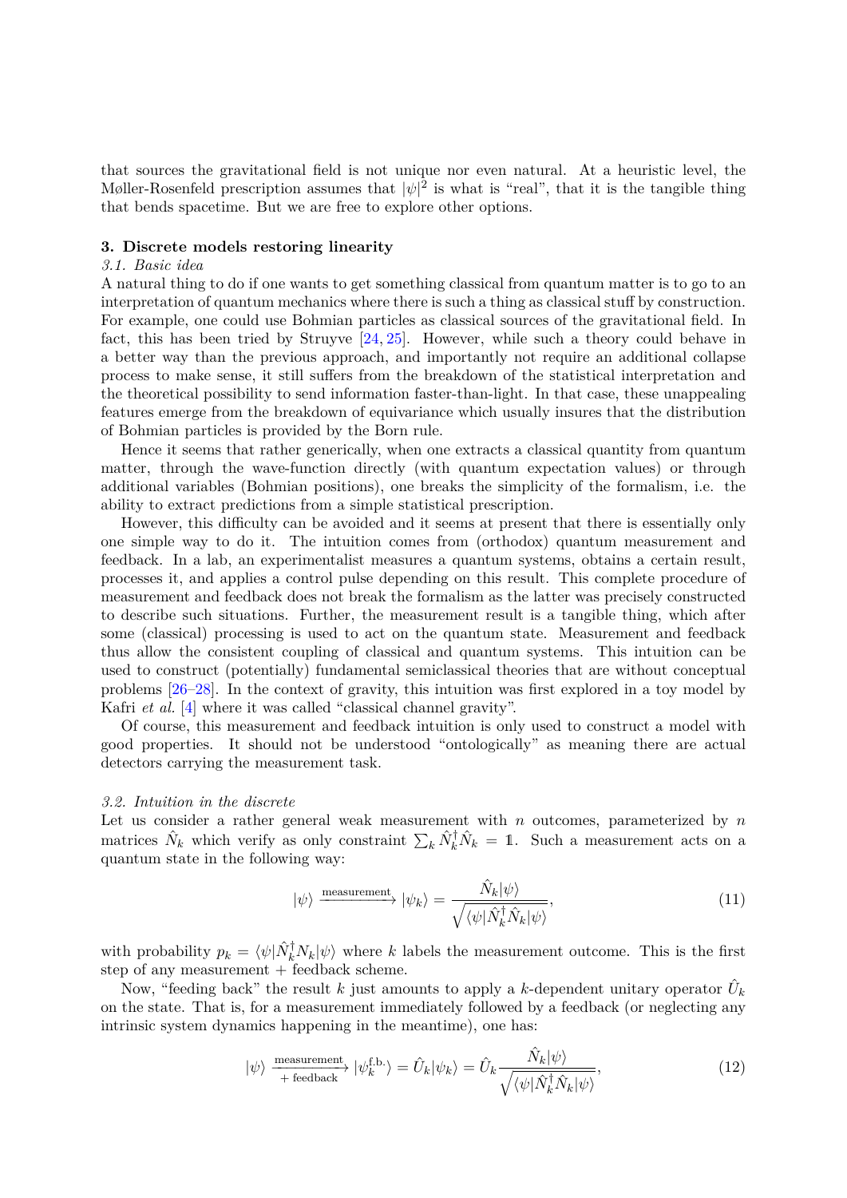that sources the gravitational field is not unique nor even natural. At a heuristic level, the Møller-Rosenfeld prescription assumes that $|\psi|^2$ is what is "real", that it is the tangible thing that bends spacetime. But we are free to explore other options.

## 3. Discrete models restoring linearity

### *3.1. Basic idea*

A natural thing to do if one wants to get something classical from quantum matter is to go to an interpretation of quantum mechanics where there is such a thing as classical stuff by construction. For example, one could use Bohmian particles as classical sources of the gravitational field. In fact, this has been tried by Struyve [24, 25]. However, while such a theory could behave in a better way than the previous approach, and importantly not require an additional collapse process to make sense, it still suffers from the breakdown of the statistical interpretation and the theoretical possibility to send information faster-than-light. In that case, these unappealing features emerge from the breakdown of equivariance which usually insures that the distribution of Bohmian particles is provided by the Born rule.

Hence it seems that rather generically, when one extracts a classical quantity from quantum matter, through the wave-function directly (with quantum expectation values) or through additional variables (Bohmian positions), one breaks the simplicity of the formalism, i.e. the ability to extract predictions from a simple statistical prescription.

However, this difficulty can be avoided and it seems at present that there is essentially only one simple way to do it. The intuition comes from (orthodox) quantum measurement and feedback. In a lab, an experimentalist measures a quantum systems, obtains a certain result, processes it, and applies a control pulse depending on this result. This complete procedure of measurement and feedback does not break the formalism as the latter was precisely constructed to describe such situations. Further, the measurement result is a tangible thing, which after some (classical) processing is used to act on the quantum state. Measurement and feedback thus allow the consistent coupling of classical and quantum systems. This intuition can be used to construct (potentially) fundamental semiclassical theories that are without conceptual problems [26–28]. In the context of gravity, this intuition was first explored in a toy model by Kafri *et al.* [4] where it was called "classical channel gravity".

Of course, this measurement and feedback intuition is only used to construct a model with good properties. It should not be understood "ontologically" as meaning there are actual detectors carrying the measurement task.

### *3.2. Intuition in the discrete*

Let us consider a rather general weak measurement with $n$ outcomes, parameterized by $n$ matrices $\hat{N}_k$ which verify as only constraint $\sum_k \hat{N}_k^\dagger \hat{N}_k = \mathbb{1}$. Such a measurement acts on a quantum state in the following way:

$$|\psi\rangle \xrightarrow{\text{measurement}} |\psi_k\rangle = \frac{\hat{N}_k|\psi\rangle}{\sqrt{\langle\psi|\hat{N}_k^\dagger \hat{N}_k|\psi\rangle}}, \tag{11}$$

with probability $p_k = \langle\psi|\hat{N}_k^\dagger N_k|\psi\rangle$ where $k$ labels the measurement outcome. This is the first step of any measurement + feedback scheme.

Now, "feeding back" the result $k$ just amounts to apply a $k$-dependent unitary operator $\hat{U}_k$ on the state. That is, for a measurement immediately followed by a feedback (or neglecting any intrinsic system dynamics happening in the meantime), one has:

$$|\psi\rangle \xrightarrow[\text{+ feedback}]{\text{measurement}} |\psi_k^{\text{f.b.}}\rangle = \hat{U}_k|\psi_k\rangle = \hat{U}_k \frac{\hat{N}_k|\psi\rangle}{\sqrt{\langle\psi|\hat{N}_k^\dagger \hat{N}_k|\psi\rangle}}, \tag{12}$$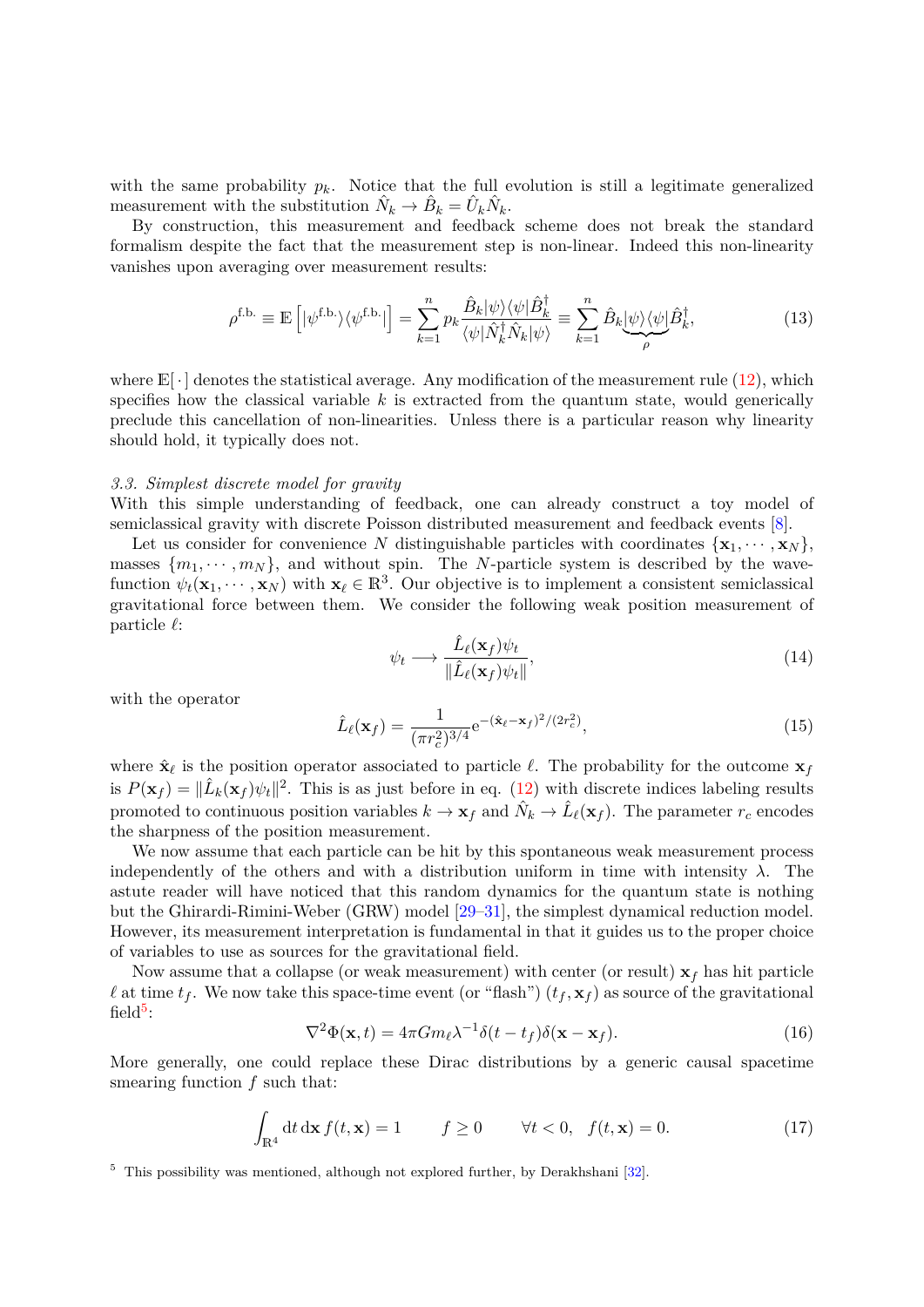with the same probability $p_k$. Notice that the full evolution is still a legitimate generalized measurement with the substitution $\hat{N}_k \to \hat{B}_k = \hat{U}_k \hat{N}_k$.

By construction, this measurement and feedback scheme does not break the standard formalism despite the fact that the measurement step is non-linear. Indeed this non-linearity vanishes upon averaging over measurement results:

$$\rho^{\text{f.b.}} \equiv \mathbb{E}\left[|\psi^{\text{f.b.}}\rangle\langle\psi^{\text{f.b.}}|\right] = \sum_{k=1}^{n} p_k \frac{\hat{B}_k|\psi\rangle\langle\psi|\hat{B}_k^\dagger}{\langle\psi|\hat{N}_k^\dagger \hat{N}_k|\psi\rangle} \equiv \sum_{k=1}^{n} \hat{B}_k \underbrace{|\psi\rangle\langle\psi|}_{\rho} \hat{B}_k^\dagger, \tag{13}$$

where $\mathbb{E}[\,\cdot\,]$ denotes the statistical average. Any modification of the measurement rule (12), which specifies how the classical variable $k$ is extracted from the quantum state, would generically preclude this cancellation of non-linearities. Unless there is a particular reason why linearity should hold, it typically does not.

### *3.3. Simplest discrete model for gravity*

With this simple understanding of feedback, one can already construct a toy model of semiclassical gravity with discrete Poisson distributed measurement and feedback events [8].

Let us consider for convenience $N$ distinguishable particles with coordinates $\{\mathbf{x}_1, \cdots, \mathbf{x}_N\}$, masses $\{m_1, \cdots, m_N\}$, and without spin. The $N$-particle system is described by the wave-function $\psi_t(\mathbf{x}_1, \cdots, \mathbf{x}_N)$ with $\mathbf{x}_\ell \in \mathbb{R}^3$. Our objective is to implement a consistent semiclassical gravitational force between them. We consider the following weak position measurement of particle $\ell$:

$$\psi_t \longrightarrow \frac{\hat{L}_\ell(\mathbf{x}_f)\psi_t}{\|\hat{L}_\ell(\mathbf{x}_f)\psi_t\|}, \tag{14}$$

with the operator

$$\hat{L}_\ell(\mathbf{x}_f) = \frac{1}{(\pi r_c^2)^{3/4}} \mathrm{e}^{-(\hat{\mathbf{x}}_\ell - \mathbf{x}_f)^2/(2r_c^2)}, \tag{15}$$

where $\hat{\mathbf{x}}_\ell$ is the position operator associated to particle $\ell$. The probability for the outcome $\mathbf{x}_f$ is $P(\mathbf{x}_f) = \|\hat{L}_k(\mathbf{x}_f)\psi_t\|^2$. This is as just before in eq. (12) with discrete indices labeling results promoted to continuous position variables $k \to \mathbf{x}_f$ and $\hat{N}_k \to \hat{L}_\ell(\mathbf{x}_f)$. The parameter $r_c$ encodes the sharpness of the position measurement.

We now assume that each particle can be hit by this spontaneous weak measurement process independently of the others and with a distribution uniform in time with intensity $\lambda$. The astute reader will have noticed that this random dynamics for the quantum state is nothing but the Ghirardi-Rimini-Weber (GRW) model [29–31], the simplest dynamical reduction model. However, its measurement interpretation is fundamental in that it guides us to the proper choice of variables to use as sources for the gravitational field.

Now assume that a collapse (or weak measurement) with center (or result) $\mathbf{x}_f$ has hit particle $\ell$ at time $t_f$. We now take this space-time event (or "flash") $(t_f, \mathbf{x}_f)$ as source of the gravitational field[5]:

$$\nabla^2 \Phi(\mathbf{x}, t) = 4\pi G m_\ell \lambda^{-1} \delta(t - t_f)\delta(\mathbf{x} - \mathbf{x}_f). \tag{16}$$

More generally, one could replace these Dirac distributions by a generic causal spacetime smearing function $f$ such that:

$$\int_{\mathbb{R}^4} \mathrm{d}t\, \mathrm{d}\mathbf{x}\, f(t, \mathbf{x}) = 1 \qquad f \geq 0 \qquad \forall t < 0, \;\; f(t, \mathbf{x}) = 0. \tag{17}$$

[5] This possibility was mentioned, although not explored further, by Derakhshani [32].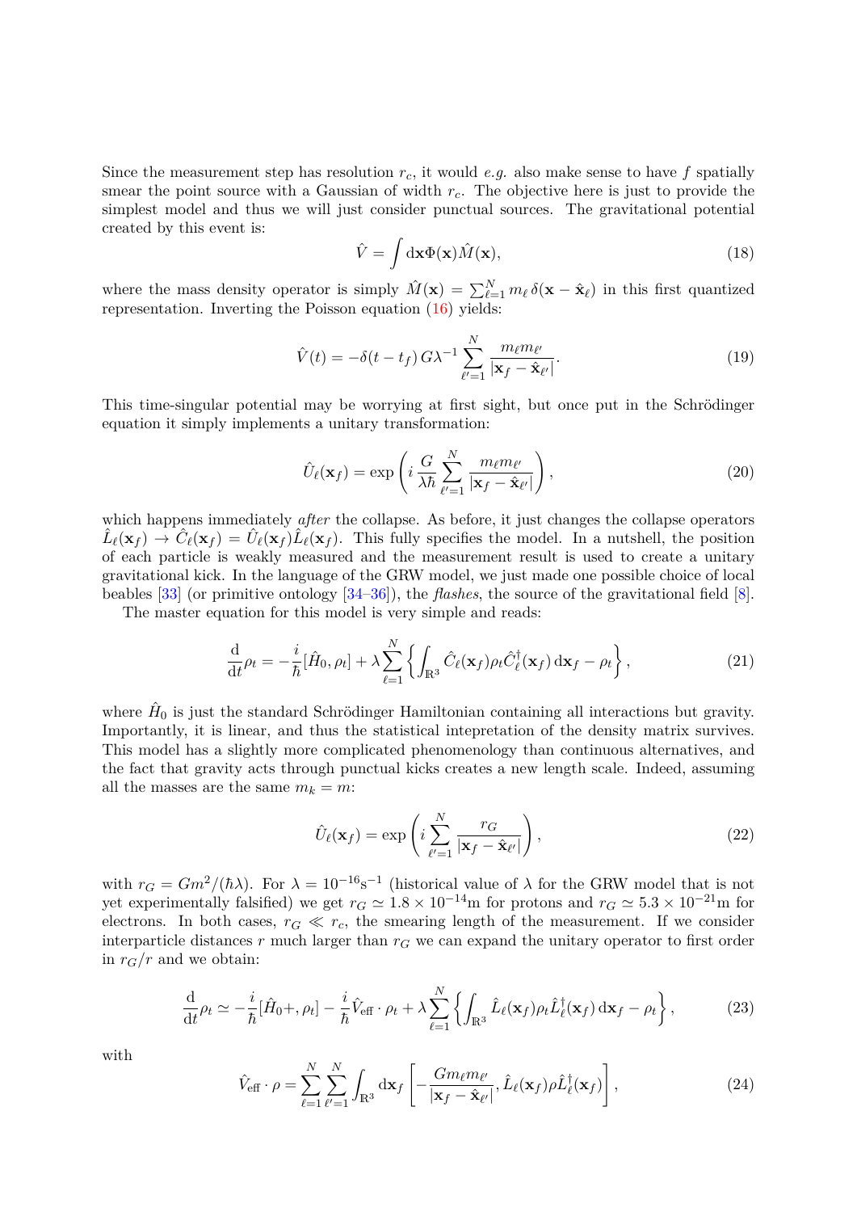Since the measurement step has resolution $r_c$, it would *e.g.* also make sense to have $f$ spatially smear the point source with a Gaussian of width $r_c$. The objective here is just to provide the simplest model and thus we will just consider punctual sources. The gravitational potential created by this event is:

$$\hat{V} = \int \mathrm{d}\mathbf{x} \Phi(\mathbf{x}) \hat{M}(\mathbf{x}), \tag{18}$$

where the mass density operator is simply $\hat{M}(\mathbf{x}) = \sum_{\ell=1}^{N} m_\ell \, \delta(\mathbf{x} - \hat{\mathbf{x}}_\ell)$ in this first quantized representation. Inverting the Poisson equation (16) yields:

$$\hat{V}(t) = -\delta(t - t_f) \, G\lambda^{-1} \sum_{\ell'=1}^{N} \frac{m_\ell m_{\ell'}}{|\mathbf{x}_f - \hat{\mathbf{x}}_{\ell'}|}. \tag{19}$$

This time-singular potential may be worrying at first sight, but once put in the Schrödinger equation it simply implements a unitary transformation:

$$\hat{U}_\ell(\mathbf{x}_f) = \exp\left( i \, \frac{G}{\lambda \hbar} \sum_{\ell'=1}^{N} \frac{m_\ell m_{\ell'}}{|\mathbf{x}_f - \hat{\mathbf{x}}_{\ell'}|} \right), \tag{20}$$

which happens immediately *after* the collapse. As before, it just changes the collapse operators $\hat{L}_\ell(\mathbf{x}_f) \to \hat{C}_\ell(\mathbf{x}_f) = \hat{U}_\ell(\mathbf{x}_f) \hat{L}_\ell(\mathbf{x}_f)$. This fully specifies the model. In a nutshell, the position of each particle is weakly measured and the measurement result is used to create a unitary gravitational kick. In the language of the GRW model, we just made one possible choice of local beables [33] (or primitive ontology [34–36]), the *flashes*, the source of the gravitational field [8].

The master equation for this model is very simple and reads:

$$\frac{\mathrm{d}}{\mathrm{d}t} \rho_t = -\frac{i}{\hbar} [\hat{H}_0, \rho_t] + \lambda \sum_{\ell=1}^{N} \left\{ \int_{\mathbb{R}^3} \hat{C}_\ell(\mathbf{x}_f) \rho_t \hat{C}_\ell^\dagger(\mathbf{x}_f) \, \mathrm{d}\mathbf{x}_f - \rho_t \right\}, \tag{21}$$

where $\hat{H}_0$ is just the standard Schrödinger Hamiltonian containing all interactions but gravity. Importantly, it is linear, and thus the statistical intepretation of the density matrix survives. This model has a slightly more complicated phenomenology than continuous alternatives, and the fact that gravity acts through punctual kicks creates a new length scale. Indeed, assuming all the masses are the same $m_k = m$:

$$\hat{U}_\ell(\mathbf{x}_f) = \exp\left( i \sum_{\ell'=1}^{N} \frac{r_G}{|\mathbf{x}_f - \hat{\mathbf{x}}_{\ell'}|} \right), \tag{22}$$

with $r_G = Gm^2/(\hbar\lambda)$. For $\lambda = 10^{-16}\text{s}^{-1}$ (historical value of $\lambda$ for the GRW model that is not yet experimentally falsified) we get $r_G \simeq 1.8 \times 10^{-14}$m for protons and $r_G \simeq 5.3 \times 10^{-21}$m for electrons. In both cases, $r_G \ll r_c$, the smearing length of the measurement. If we consider interparticle distances $r$ much larger than $r_G$ we can expand the unitary operator to first order in $r_G/r$ and we obtain:

$$\frac{\mathrm{d}}{\mathrm{d}t} \rho_t \simeq -\frac{i}{\hbar} [\hat{H}_0 +, \rho_t] - \frac{i}{\hbar} \hat{V}_{\text{eff}} \cdot \rho_t + \lambda \sum_{\ell=1}^{N} \left\{ \int_{\mathbb{R}^3} \hat{L}_\ell(\mathbf{x}_f) \rho_t \hat{L}_\ell^\dagger(\mathbf{x}_f) \, \mathrm{d}\mathbf{x}_f - \rho_t \right\}, \tag{23}$$

with

$$\hat{V}_{\text{eff}} \cdot \rho = \sum_{\ell=1}^{N} \sum_{\ell'=1}^{N} \int_{\mathbb{R}^3} \mathrm{d}\mathbf{x}_f \left[ -\frac{G m_\ell m_{\ell'}}{|\mathbf{x}_f - \hat{\mathbf{x}}_{\ell'}|}, \hat{L}_\ell(\mathbf{x}_f) \rho \hat{L}_\ell^\dagger(\mathbf{x}_f) \right], \tag{24}$$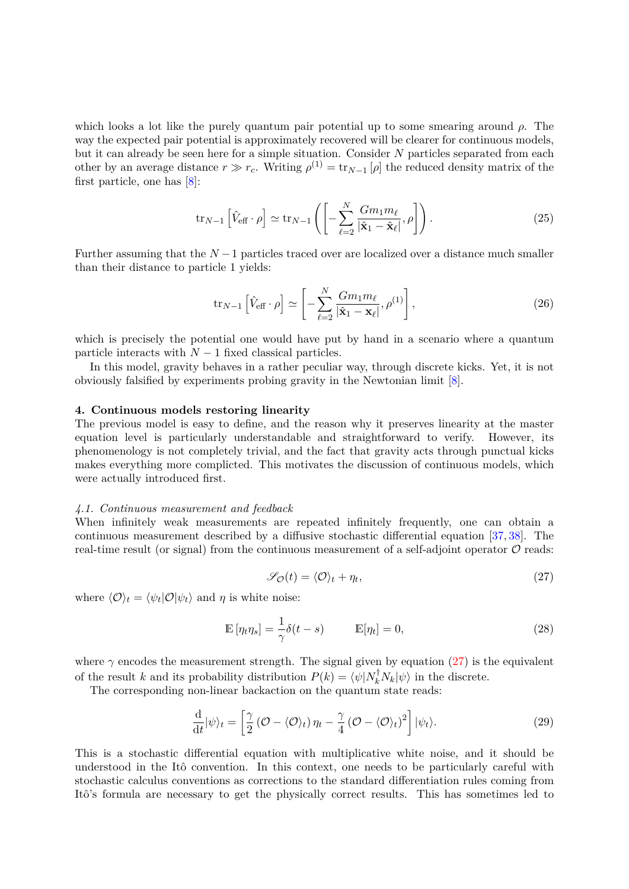which looks a lot like the purely quantum pair potential up to some smearing around $\rho$. The way the expected pair potential is approximately recovered will be clearer for continuous models, but it can already be seen here for a simple situation. Consider $N$ particles separated from each other by an average distance $r \gg r_c$. Writing $\rho^{(1)} = \text{tr}_{N-1}[\rho]$ the reduced density matrix of the first particle, one has [8]:

$$\text{tr}_{N-1}\left[\hat{V}_{\text{eff}} \cdot \rho\right] \simeq \text{tr}_{N-1}\left(\left[-\sum_{\ell=2}^{N} \frac{G m_1 m_\ell}{|\hat{\mathbf{x}}_1 - \hat{\mathbf{x}}_\ell|}, \rho\right]\right). \tag{25}$$

Further assuming that the $N-1$ particles traced over are localized over a distance much smaller than their distance to particle 1 yields:

$$\text{tr}_{N-1}\left[\hat{V}_{\text{eff}} \cdot \rho\right] \simeq \left[-\sum_{\ell=2}^{N} \frac{G m_1 m_\ell}{|\hat{\mathbf{x}}_1 - \mathbf{x}_\ell|}, \rho^{(1)}\right], \tag{26}$$

which is precisely the potential one would have put by hand in a scenario where a quantum particle interacts with $N-1$ fixed classical particles.

In this model, gravity behaves in a rather peculiar way, through discrete kicks. Yet, it is not obviously falsified by experiments probing gravity in the Newtonian limit [8].

### 4. Continuous models restoring linearity

The previous model is easy to define, and the reason why it preserves linearity at the master equation level is particularly understandable and straightforward to verify. However, its phenomenology is not completely trivial, and the fact that gravity acts through punctual kicks makes everything more complicted. This motivates the discussion of continuous models, which were actually introduced first.

#### *4.1. Continuous measurement and feedback*

When infinitely weak measurements are repeated infinitely frequently, one can obtain a continuous measurement described by a diffusive stochastic differential equation [37, 38]. The real-time result (or signal) from the continuous measurement of a self-adjoint operator $\mathcal{O}$ reads:

$$\mathscr{S}_{\mathcal{O}}(t) = \langle \mathcal{O} \rangle_t + \eta_t, \tag{27}$$

where $\langle \mathcal{O} \rangle_t = \langle \psi_t | \mathcal{O} | \psi_t \rangle$ and $\eta$ is white noise:

$$\mathbb{E}\left[\eta_t \eta_s\right] = \frac{1}{\gamma}\delta(t-s) \qquad \mathbb{E}[\eta_t] = 0, \tag{28}$$

where $\gamma$ encodes the measurement strength. The signal given by equation (27) is the equivalent of the result $k$ and its probability distribution $P(k) = \langle \psi | N_k^\dagger N_k | \psi \rangle$ in the discrete.

The corresponding non-linear backaction on the quantum state reads:

$$\frac{\mathrm{d}}{\mathrm{d}t}|\psi\rangle_t = \left[\frac{\gamma}{2}\left(\mathcal{O} - \langle \mathcal{O} \rangle_t\right)\eta_t - \frac{\gamma}{4}\left(\mathcal{O} - \langle \mathcal{O} \rangle_t\right)^2\right]|\psi_t\rangle. \tag{29}$$

This is a stochastic differential equation with multiplicative white noise, and it should be understood in the Itô convention. In this context, one needs to be particularly careful with stochastic calculus conventions as corrections to the standard differentiation rules coming from Itô's formula are necessary to get the physically correct results. This has sometimes led to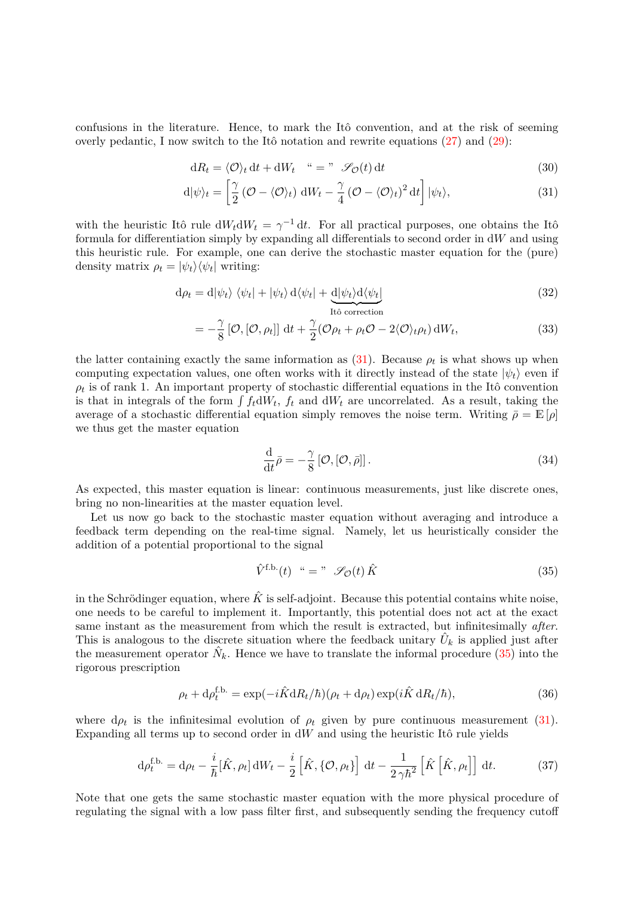confusions in the literature. Hence, to mark the Itô convention, and at the risk of seeming overly pedantic, I now switch to the Itô notation and rewrite equations (27) and (29):

$$\mathrm{d}R_t = \langle \mathcal{O} \rangle_t \, \mathrm{d}t + \mathrm{d}W_t \quad \text{“} = \text{”} \;\; \mathscr{S}_{\mathcal{O}}(t) \, \mathrm{d}t \tag{30}$$

$$\mathrm{d}|\psi\rangle_t = \left[ \frac{\gamma}{2} \left( \mathcal{O} - \langle \mathcal{O} \rangle_t \right) \, \mathrm{d}W_t - \frac{\gamma}{4} \left( \mathcal{O} - \langle \mathcal{O} \rangle_t \right)^2 \mathrm{d}t \right] |\psi_t\rangle, \tag{31}$$

with the heuristic Itô rule $\mathrm{d}W_t \mathrm{d}W_t = \gamma^{-1} \, \mathrm{d}t$. For all practical purposes, one obtains the Itô formula for differentiation simply by expanding all differentials to second order in $\mathrm{d}W$ and using this heuristic rule. For example, one can derive the stochastic master equation for the (pure) density matrix $\rho_t = |\psi_t\rangle\langle\psi_t|$ writing:

$$\mathrm{d}\rho_t = \mathrm{d}|\psi_t\rangle \, \langle \psi_t| + |\psi_t\rangle \, \mathrm{d}\langle\psi_t| + \underbrace{\mathrm{d}|\psi_t\rangle \mathrm{d}\langle\psi_t|}_{\text{Itô correction}} \tag{32}$$

$$= -\frac{\gamma}{8} \left[ \mathcal{O}, \left[ \mathcal{O}, \rho_t \right] \right] \, \mathrm{d}t + \frac{\gamma}{2} (\mathcal{O}\rho_t + \rho_t \mathcal{O} - 2\langle \mathcal{O} \rangle_t \rho_t) \, \mathrm{d}W_t, \tag{33}$$

the latter containing exactly the same information as (31). Because $\rho_t$ is what shows up when computing expectation values, one often works with it directly instead of the state $|\psi_t\rangle$ even if $\rho_t$ is of rank 1. An important property of stochastic differential equations in the Itô convention is that in integrals of the form $\int f_t \mathrm{d}W_t$, $f_t$ and $\mathrm{d}W_t$ are uncorrelated. As a result, taking the average of a stochastic differential equation simply removes the noise term. Writing $\bar{\rho} = \mathbb{E}\left[\rho\right]$ we thus get the master equation

$$\frac{\mathrm{d}}{\mathrm{d}t} \bar{\rho} = -\frac{\gamma}{8} \left[ \mathcal{O}, \left[ \mathcal{O}, \bar{\rho} \right] \right]. \tag{34}$$

As expected, this master equation is linear: continuous measurements, just like discrete ones, bring no non-linearities at the master equation level.

Let us now go back to the stochastic master equation without averaging and introduce a feedback term depending on the real-time signal. Namely, let us heuristically consider the addition of a potential proportional to the signal

$$\hat{V}^{\text{f.b.}}(t) \;\; \text{“} = \text{”} \;\; \mathscr{S}_{\mathcal{O}}(t) \, \hat{K} \tag{35}$$

in the Schrödinger equation, where $\hat{K}$ is self-adjoint. Because this potential contains white noise, one needs to be careful to implement it. Importantly, this potential does not act at the exact same instant as the measurement from which the result is extracted, but infinitesimally *after*. This is analogous to the discrete situation where the feedback unitary $\hat{U}_k$ is applied just after the measurement operator $\hat{N}_k$. Hence we have to translate the informal procedure (35) into the rigorous prescription

$$\rho_t + \mathrm{d}\rho_t^{\text{f.b.}} = \exp(-i\hat{K}\mathrm{d}R_t/\hbar)(\rho_t + \mathrm{d}\rho_t) \exp(i\hat{K} \, \mathrm{d}R_t/\hbar), \tag{36}$$

where $\mathrm{d}\rho_t$ is the infinitesimal evolution of $\rho_t$ given by pure continuous measurement (31). Expanding all terms up to second order in $\mathrm{d}W$ and using the heuristic Itô rule yields

$$\mathrm{d}\rho_t^{\text{f.b.}} = \mathrm{d}\rho_t - \frac{i}{\hbar} [\hat{K}, \rho_t] \, \mathrm{d}W_t - \frac{i}{2} \left[ \hat{K}, \{\mathcal{O}, \rho_t\} \right] \, \mathrm{d}t - \frac{1}{2\,\gamma\hbar^2} \left[ \hat{K} \left[ \hat{K}, \rho_t \right] \right] \, \mathrm{d}t. \tag{37}$$

Note that one gets the same stochastic master equation with the more physical procedure of regulating the signal with a low pass filter first, and subsequently sending the frequency cutoff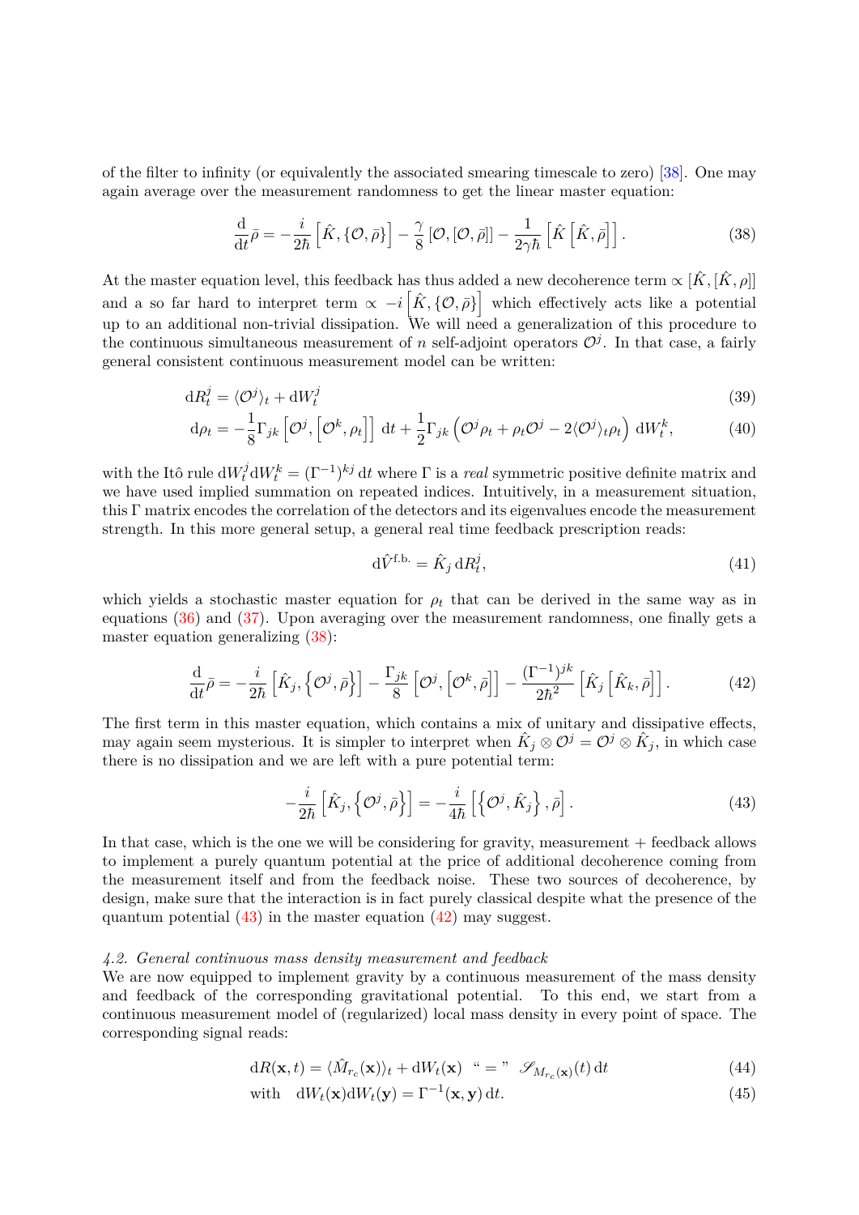of the filter to infinity (or equivalently the associated smearing timescale to zero) [38]. One may again average over the measurement randomness to get the linear master equation:

$$\frac{\mathrm{d}}{\mathrm{d}t}\bar{\rho} = -\frac{i}{2\hbar}\left[\hat{K}, \{\mathcal{O}, \bar{\rho}\}\right] - \frac{\gamma}{8}\left[\mathcal{O}, [\mathcal{O}, \bar{\rho}]\right] - \frac{1}{2\gamma\hbar}\left[\hat{K}\left[\hat{K}, \bar{\rho}\right]\right]. \tag{38}$$

At the master equation level, this feedback has thus added a new decoherence term $\propto [\hat{K}, [\hat{K}, \rho]]$ and a so far hard to interpret term $\propto -i\left[\hat{K}, \{\mathcal{O}, \bar{\rho}\}\right]$ which effectively acts like a potential up to an additional non-trivial dissipation. We will need a generalization of this procedure to the continuous simultaneous measurement of $n$ self-adjoint operators $\mathcal{O}^j$. In that case, a fairly general consistent continuous measurement model can be written:

$$\mathrm{d}R_t^j = \langle \mathcal{O}^j \rangle_t + \mathrm{d}W_t^j \tag{39}$$

$$\mathrm{d}\rho_t = -\frac{1}{8}\Gamma_{jk}\left[\mathcal{O}^j, \left[\mathcal{O}^k, \rho_t\right]\right]\,\mathrm{d}t + \frac{1}{2}\Gamma_{jk}\left(\mathcal{O}^j\rho_t + \rho_t\mathcal{O}^j - 2\langle \mathcal{O}^j\rangle_t\rho_t\right)\,\mathrm{d}W_t^k, \tag{40}$$

with the Itô rule $\mathrm{d}W_t^j \mathrm{d}W_t^k = (\Gamma^{-1})^{kj}\,\mathrm{d}t$ where $\Gamma$ is a *real* symmetric positive definite matrix and we have used implied summation on repeated indices. Intuitively, in a measurement situation, this $\Gamma$ matrix encodes the correlation of the detectors and its eigenvalues encode the measurement strength. In this more general setup, a general real time feedback prescription reads:

$$\mathrm{d}\hat{V}^{\text{f.b.}} = \hat{K}_j\,\mathrm{d}R_t^j, \tag{41}$$

which yields a stochastic master equation for $\rho_t$ that can be derived in the same way as in equations (36) and (37). Upon averaging over the measurement randomness, one finally gets a master equation generalizing (38):

$$\frac{\mathrm{d}}{\mathrm{d}t}\bar{\rho} = -\frac{i}{2\hbar}\left[\hat{K}_j, \left\{\mathcal{O}^j, \bar{\rho}\right\}\right] - \frac{\Gamma_{jk}}{8}\left[\mathcal{O}^j, \left[\mathcal{O}^k, \bar{\rho}\right]\right] - \frac{(\Gamma^{-1})^{jk}}{2\hbar^2}\left[\hat{K}_j\left[\hat{K}_k, \bar{\rho}\right]\right]. \tag{42}$$

The first term in this master equation, which contains a mix of unitary and dissipative effects, may again seem mysterious. It is simpler to interpret when $\hat{K}_j \otimes \mathcal{O}^j = \mathcal{O}^j \otimes \hat{K}_j$, in which case there is no dissipation and we are left with a pure potential term:

$$-\frac{i}{2\hbar}\left[\hat{K}_j, \left\{\mathcal{O}^j, \bar{\rho}\right\}\right] = -\frac{i}{4\hbar}\left[\left\{\mathcal{O}^j, \hat{K}_j\right\}, \bar{\rho}\right]. \tag{43}$$

In that case, which is the one we will be considering for gravity, measurement + feedback allows to implement a purely quantum potential at the price of additional decoherence coming from the measurement itself and from the feedback noise. These two sources of decoherence, by design, make sure that the interaction is in fact purely classical despite what the presence of the quantum potential (43) in the master equation (42) may suggest.

*4.2. General continuous mass density measurement and feedback*

We are now equipped to implement gravity by a continuous measurement of the mass density and feedback of the corresponding gravitational potential. To this end, we start from a continuous measurement model of (regularized) local mass density in every point of space. The corresponding signal reads:

$$\mathrm{d}R(\mathbf{x}, t) = \langle \hat{M}_{r_c}(\mathbf{x})\rangle_t + \mathrm{d}W_t(\mathbf{x}) \;\; \text{“ = ”} \;\; \mathscr{S}_{M_{r_c}(\mathbf{x})}(t)\,\mathrm{d}t \tag{44}$$

$$\text{with} \quad \mathrm{d}W_t(\mathbf{x})\mathrm{d}W_t(\mathbf{y}) = \Gamma^{-1}(\mathbf{x}, \mathbf{y})\,\mathrm{d}t. \tag{45}$$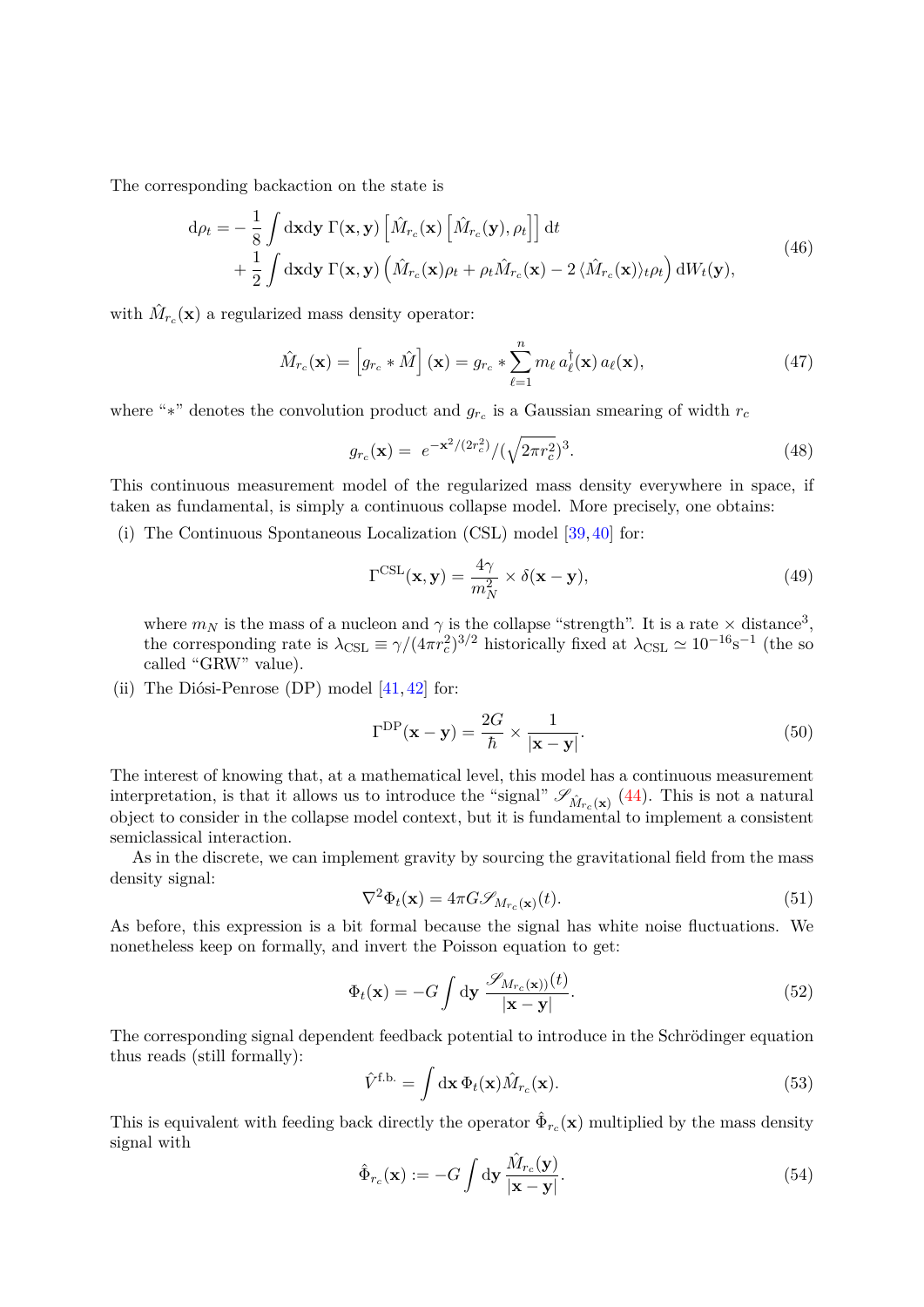The corresponding backaction on the state is

$$
\begin{aligned}
\mathrm{d}\rho_t = &-\frac{1}{8}\int \mathrm{d}\mathbf{x}\mathrm{d}\mathbf{y}\ \Gamma(\mathbf{x},\mathbf{y})\left[\hat{M}_{r_c}(\mathbf{x})\left[\hat{M}_{r_c}(\mathbf{y}),\rho_t\right]\right]\mathrm{d}t \\
&+\frac{1}{2}\int \mathrm{d}\mathbf{x}\mathrm{d}\mathbf{y}\ \Gamma(\mathbf{x},\mathbf{y})\left(\hat{M}_{r_c}(\mathbf{x})\rho_t + \rho_t\hat{M}_{r_c}(\mathbf{x}) - 2\,\langle\hat{M}_{r_c}(\mathbf{x})\rangle_t\rho_t\right)\mathrm{d}W_t(\mathbf{y}),
\end{aligned}
\tag{46}
$$

with $\hat{M}_{r_c}(\mathbf{x})$ a regularized mass density operator:

$$
\hat{M}_{r_c}(\mathbf{x}) = \left[g_{r_c} * \hat{M}\right](\mathbf{x}) = g_{r_c} * \sum_{\ell=1}^{n} m_\ell\, a_\ell^\dagger(\mathbf{x})\, a_\ell(\mathbf{x}),
\tag{47}
$$

where "$*$" denotes the convolution product and $g_{r_c}$ is a Gaussian smearing of width $r_c$

$$
g_{r_c}(\mathbf{x}) = \ e^{-\mathbf{x}^2/(2r_c^2)}/(\sqrt{2\pi r_c^2})^3.
\tag{48}
$$

This continuous measurement model of the regularized mass density everywhere in space, if taken as fundamental, is simply a continuous collapse model. More precisely, one obtains:

(i) The Continuous Spontaneous Localization (CSL) model [39, 40] for:

$$
\Gamma^{\mathrm{CSL}}(\mathbf{x},\mathbf{y}) = \frac{4\gamma}{m_N^2}\times\delta(\mathbf{x}-\mathbf{y}),
\tag{49}
$$

where $m_N$ is the mass of a nucleon and $\gamma$ is the collapse "strength". It is a rate $\times$ distance$^3$, the corresponding rate is $\lambda_{\mathrm{CSL}} \equiv \gamma/(4\pi r_c^2)^{3/2}$ historically fixed at $\lambda_{\mathrm{CSL}} \simeq 10^{-16}\mathrm{s}^{-1}$ (the so called "GRW" value).

(ii) The Diósi-Penrose (DP) model [41, 42] for:

$$
\Gamma^{\mathrm{DP}}(\mathbf{x}-\mathbf{y}) = \frac{2G}{\hbar}\times\frac{1}{|\mathbf{x}-\mathbf{y}|}.
\tag{50}
$$

The interest of knowing that, at a mathematical level, this model has a continuous measurement interpretation, is that it allows us to introduce the "signal" $\mathscr{S}_{\hat{M}_{r_c}(\mathbf{x})}$ (44). This is not a natural object to consider in the collapse model context, but it is fundamental to implement a consistent semiclassical interaction.

As in the discrete, we can implement gravity by sourcing the gravitational field from the mass density signal:

$$
\nabla^2\Phi_t(\mathbf{x}) = 4\pi G\mathscr{S}_{M_{r_c}(\mathbf{x})}(t).
\tag{51}
$$

As before, this expression is a bit formal because the signal has white noise fluctuations. We nonetheless keep on formally, and invert the Poisson equation to get:

$$
\Phi_t(\mathbf{x}) = -G\int \mathrm{d}\mathbf{y}\ \frac{\mathscr{S}_{M_{r_c}(\mathbf{x}))}(t)}{|\mathbf{x}-\mathbf{y}|}.
\tag{52}
$$

The corresponding signal dependent feedback potential to introduce in the Schrödinger equation thus reads (still formally):

$$
\hat{V}^{\mathrm{f.b.}} = \int \mathrm{d}\mathbf{x}\,\Phi_t(\mathbf{x})\hat{M}_{r_c}(\mathbf{x}).
\tag{53}
$$

This is equivalent with feeding back directly the operator $\hat{\Phi}_{r_c}(\mathbf{x})$ multiplied by the mass density signal with

$$
\hat{\Phi}_{r_c}(\mathbf{x}) := -G\int \mathrm{d}\mathbf{y}\ \frac{\hat{M}_{r_c}(\mathbf{y})}{|\mathbf{x}-\mathbf{y}|}.
\tag{54}
$$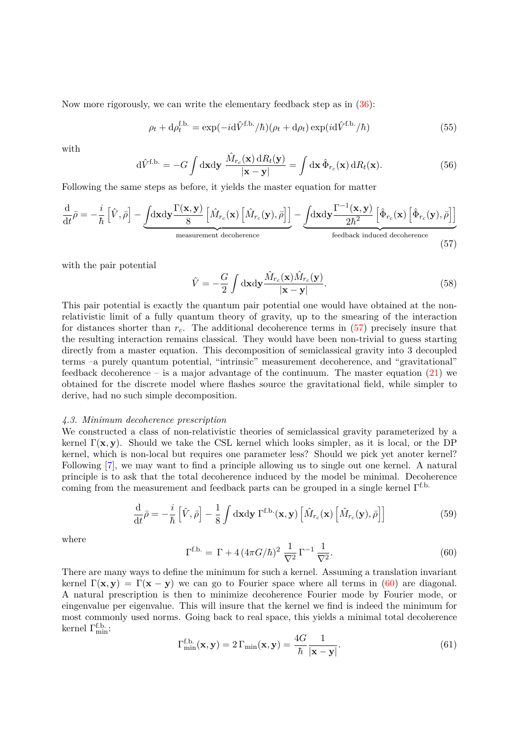Now more rigorously, we can write the elementary feedback step as in (36):

$$\rho_t + \mathrm{d}\rho_t^{\text{f.b.}} = \exp(-i\mathrm{d}\hat{V}^{\text{f.b.}}/\hbar)(\rho_t + \mathrm{d}\rho_t)\exp(i\mathrm{d}\hat{V}^{\text{f.b.}}/\hbar) \tag{55}$$

with

$$\mathrm{d}\hat{V}^{\text{f.b.}} = -G\int \mathrm{d}\mathbf{x}\mathrm{d}\mathbf{y}\, \frac{\hat{M}_{r_c}(\mathbf{x})\,\mathrm{d}R_t(\mathbf{y})}{|\mathbf{x}-\mathbf{y}|} = \int \mathrm{d}\mathbf{x}\,\hat{\Phi}_{r_c}(\mathbf{x})\,\mathrm{d}R_t(\mathbf{x}). \tag{56}$$

Following the same steps as before, it yields the master equation for matter

$$\frac{\mathrm{d}}{\mathrm{d}t}\bar{\rho} = -\frac{i}{\hbar}\left[\hat{V},\bar{\rho}\right] - \underbrace{\int \mathrm{d}\mathbf{x}\mathrm{d}\mathbf{y}\frac{\Gamma(\mathbf{x},\mathbf{y})}{8}\left[\hat{M}_{r_c}(\mathbf{x})\left[\hat{M}_{r_c}(\mathbf{y}),\bar{\rho}\right]\right]}_{\text{measurement decoherence}} - \underbrace{\int \mathrm{d}\mathbf{x}\mathrm{d}\mathbf{y}\frac{\Gamma^{-1}(\mathbf{x},\mathbf{y})}{2\hbar^2}\left[\hat{\Phi}_{r_c}(\mathbf{x})\left[\hat{\Phi}_{r_c}(\mathbf{y}),\bar{\rho}\right]\right]}_{\text{feedback induced decoherence}} \tag{57}$$

with the pair potential

$$\hat{V} = -\frac{G}{2}\int \mathrm{d}\mathbf{x}\mathrm{d}\mathbf{y}\frac{\hat{M}_{r_c}(\mathbf{x})\hat{M}_{r_c}(\mathbf{y})}{|\mathbf{x}-\mathbf{y}|}. \tag{58}$$

This pair potential is exactly the quantum pair potential one would have obtained at the non-relativistic limit of a fully quantum theory of gravity, up to the smearing of the interaction for distances shorter than $r_c$. The additional decoherence terms in (57) precisely insure that the resulting interaction remains classical. They would have been non-trivial to guess starting directly from a master equation. This decomposition of semiclassical gravity into 3 decoupled terms –a purely quantum potential, "intrinsic" measurement decoherence, and "gravitational" feedback decoherence – is a major advantage of the continuum. The master equation (21) we obtained for the discrete model where flashes source the gravitational field, while simpler to derive, had no such simple decomposition.

### *4.3. Minimum decoherence prescription*

We constructed a class of non-relativistic theories of semiclassical gravity parameterized by a kernel $\Gamma(\mathbf{x},\mathbf{y})$. Should we take the CSL kernel which looks simpler, as it is local, or the DP kernel, which is non-local but requires one parameter less? Should we pick yet anoter kernel? Following [7], we may want to find a principle allowing us to single out one kernel. A natural principle is to ask that the total decoherence induced by the model be minimal. Decoherence coming from the measurement and feedback parts can be grouped in a single kernel $\Gamma^{\text{f.b.}}$

$$\frac{\mathrm{d}}{\mathrm{d}t}\bar{\rho} = -\frac{i}{\hbar}\left[\hat{V},\bar{\rho}\right] - \frac{1}{8}\int \mathrm{d}\mathbf{x}\mathrm{d}\mathbf{y}\,\Gamma^{\text{f.b.}}(\mathbf{x},\mathbf{y})\left[\hat{M}_{r_c}(\mathbf{x})\left[\hat{M}_{r_c}(\mathbf{y}),\bar{\rho}\right]\right] \tag{59}$$

where

$$\Gamma^{\text{f.b.}} = \Gamma + 4\,(4\pi G/\hbar)^2\,\frac{1}{\nabla^2}\,\Gamma^{-1}\,\frac{1}{\nabla^2}. \tag{60}$$

There are many ways to define the minimum for such a kernel. Assuming a translation invariant kernel $\Gamma(\mathbf{x},\mathbf{y}) = \Gamma(\mathbf{x}-\mathbf{y})$ we can go to Fourier space where all terms in (60) are diagonal. A natural prescription is then to minimize decoherence Fourier mode by Fourier mode, or eingenvalue per eigenvalue. This will insure that the kernel we find is indeed the minimum for most commonly used norms. Going back to real space, this yields a minimal total decoherence kernel $\Gamma^{\text{f.b.}}_{\text{min}}$:

$$\Gamma^{\text{f.b.}}_{\text{min}}(\mathbf{x},\mathbf{y}) = 2\,\Gamma_{\text{min}}(\mathbf{x},\mathbf{y}) = \frac{4G}{\hbar}\frac{1}{|\mathbf{x}-\mathbf{y}|}. \tag{61}$$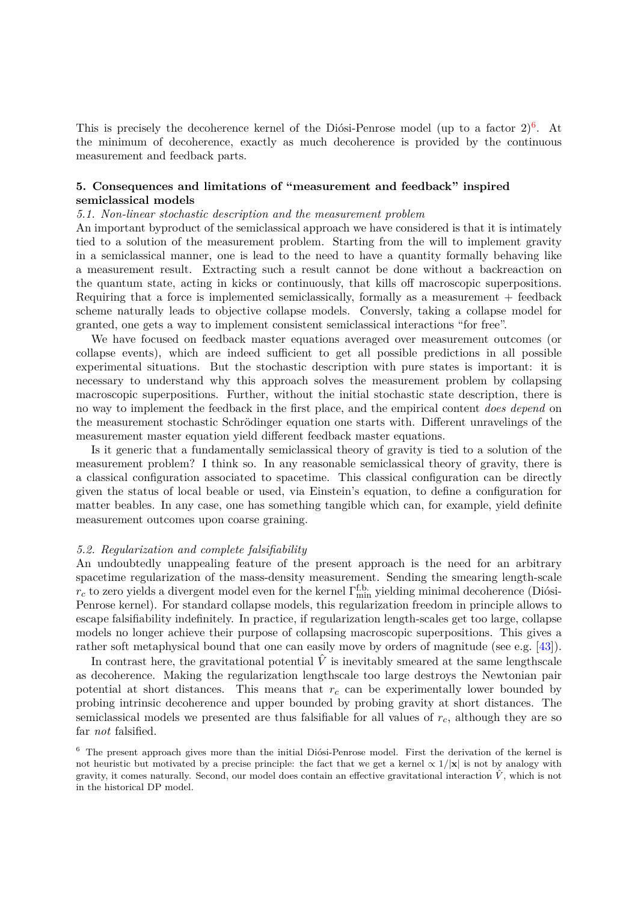This is precisely the decoherence kernel of the Diósi-Penrose model (up to a factor 2)[6]. At the minimum of decoherence, exactly as much decoherence is provided by the continuous measurement and feedback parts.

## 5. Consequences and limitations of "measurement and feedback" inspired semiclassical models

### *5.1. Non-linear stochastic description and the measurement problem*

An important byproduct of the semiclassical approach we have considered is that it is intimately tied to a solution of the measurement problem. Starting from the will to implement gravity in a semiclassical manner, one is lead to the need to have a quantity formally behaving like a measurement result. Extracting such a result cannot be done without a backreaction on the quantum state, acting in kicks or continuously, that kills off macroscopic superpositions. Requiring that a force is implemented semiclassically, formally as a measurement + feedback scheme naturally leads to objective collapse models. Conversly, taking a collapse model for granted, one gets a way to implement consistent semiclassical interactions "for free".

We have focused on feedback master equations averaged over measurement outcomes (or collapse events), which are indeed sufficient to get all possible predictions in all possible experimental situations. But the stochastic description with pure states is important: it is necessary to understand why this approach solves the measurement problem by collapsing macroscopic superpositions. Further, without the initial stochastic state description, there is no way to implement the feedback in the first place, and the empirical content *does depend* on the measurement stochastic Schrödinger equation one starts with. Different unravelings of the measurement master equation yield different feedback master equations.

Is it generic that a fundamentally semiclassical theory of gravity is tied to a solution of the measurement problem? I think so. In any reasonable semiclassical theory of gravity, there is a classical configuration associated to spacetime. This classical configuration can be directly given the status of local beable or used, via Einstein's equation, to define a configuration for matter beables. In any case, one has something tangible which can, for example, yield definite measurement outcomes upon coarse graining.

### *5.2. Regularization and complete falsifiability*

An undoubtedly unappealing feature of the present approach is the need for an arbitrary spacetime regularization of the mass-density measurement. Sending the smearing length-scale $r_c$ to zero yields a divergent model even for the kernel $\Gamma^{\text{f.b.}}_{\text{min}}$ yielding minimal decoherence (Diósi-Penrose kernel). For standard collapse models, this regularization freedom in principle allows to escape falsifiability indefinitely. In practice, if regularization length-scales get too large, collapse models no longer achieve their purpose of collapsing macroscopic superpositions. This gives a rather soft metaphysical bound that one can easily move by orders of magnitude (see e.g. [43]).

In contrast here, the gravitational potential $\hat{V}$ is inevitably smeared at the same lengthscale as decoherence. Making the regularization lengthscale too large destroys the Newtonian pair potential at short distances. This means that $r_c$ can be experimentally lower bounded by probing intrinsic decoherence and upper bounded by probing gravity at short distances. The semiclassical models we presented are thus falsifiable for all values of $r_c$, although they are so far *not* falsified.

[6] The present approach gives more than the initial Diósi-Penrose model. First the derivation of the kernel is not heuristic but motivated by a precise principle: the fact that we get a kernel $\propto 1/|\mathbf{x}|$ is not by analogy with gravity, it comes naturally. Second, our model does contain an effective gravitational interaction $\hat{V}$, which is not in the historical DP model.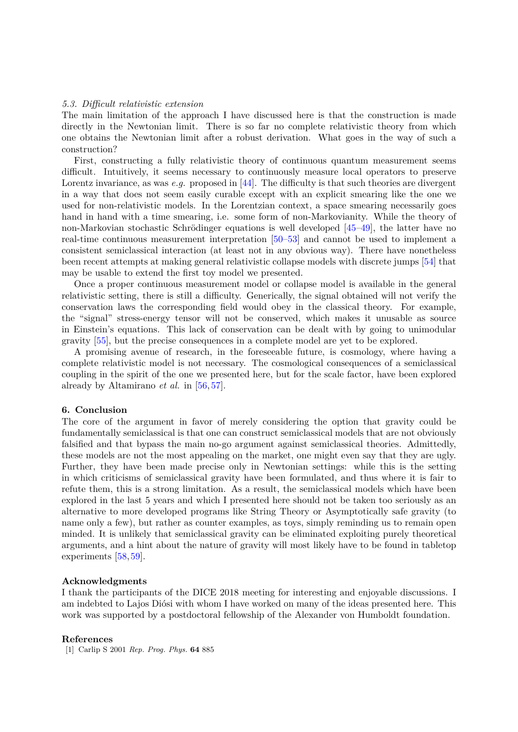### *5.3. Difficult relativistic extension*

The main limitation of the approach I have discussed here is that the construction is made directly in the Newtonian limit. There is so far no complete relativistic theory from which one obtains the Newtonian limit after a robust derivation. What goes in the way of such a construction?

First, constructing a fully relativistic theory of continuous quantum measurement seems difficult. Intuitively, it seems necessary to continuously measure local operators to preserve Lorentz invariance, as was *e.g.* proposed in [44]. The difficulty is that such theories are divergent in a way that does not seem easily curable except with an explicit smearing like the one we used for non-relativistic models. In the Lorentzian context, a space smearing necessarily goes hand in hand with a time smearing, i.e. some form of non-Markovianity. While the theory of non-Markovian stochastic Schrödinger equations is well developed [45–49], the latter have no real-time continuous measurement interpretation [50–53] and cannot be used to implement a consistent semiclassical interaction (at least not in any obvious way). There have nonetheless been recent attempts at making general relativistic collapse models with discrete jumps [54] that may be usable to extend the first toy model we presented.

Once a proper continuous measurement model or collapse model is available in the general relativistic setting, there is still a difficulty. Generically, the signal obtained will not verify the conservation laws the corresponding field would obey in the classical theory. For example, the "signal" stress-energy tensor will not be conserved, which makes it unusable as source in Einstein's equations. This lack of conservation can be dealt with by going to unimodular gravity [55], but the precise consequences in a complete model are yet to be explored.

A promising avenue of research, in the foreseeable future, is cosmology, where having a complete relativistic model is not necessary. The cosmological consequences of a semiclassical coupling in the spirit of the one we presented here, but for the scale factor, have been explored already by Altamirano *et al.* in [56, 57].

## 6. Conclusion

The core of the argument in favor of merely considering the option that gravity could be fundamentally semiclassical is that one can construct semiclassical models that are not obviously falsified and that bypass the main no-go argument against semiclassical theories. Admittedly, these models are not the most appealing on the market, one might even say that they are ugly. Further, they have been made precise only in Newtonian settings: while this is the setting in which criticisms of semiclassical gravity have been formulated, and thus where it is fair to refute them, this is a strong limitation. As a result, the semiclassical models which have been explored in the last 5 years and which I presented here should not be taken too seriously as an alternative to more developed programs like String Theory or Asymptotically safe gravity (to name only a few), but rather as counter examples, as toys, simply reminding us to remain open minded. It is unlikely that semiclassical gravity can be eliminated exploiting purely theoretical arguments, and a hint about the nature of gravity will most likely have to be found in tabletop experiments [58, 59].

## Acknowledgments

I thank the participants of the DICE 2018 meeting for interesting and enjoyable discussions. I am indebted to Lajos Diósi with whom I have worked on many of the ideas presented here. This work was supported by a postdoctoral fellowship of the Alexander von Humboldt foundation.

## References

[1] Carlip S 2001 *Rep. Prog. Phys.* **64** 885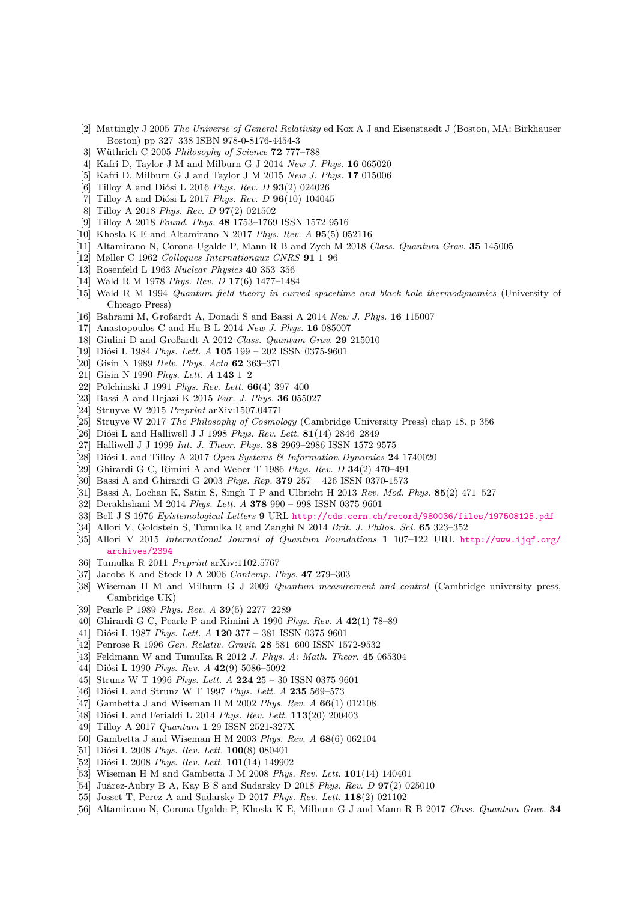[2] Mattingly J 2005 *The Universe of General Relativity* ed Kox A J and Eisenstaedt J (Boston, MA: Birkhäuser Boston) pp 327–338 ISBN 978-0-8176-4454-3

[3] Wüthrich C 2005 *Philosophy of Science* **72** 777–788

[4] Kafri D, Taylor J M and Milburn G J 2014 *New J. Phys.* **16** 065020

[5] Kafri D, Milburn G J and Taylor J M 2015 *New J. Phys.* **17** 015006

[6] Tilloy A and Diósi L 2016 *Phys. Rev. D* **93**(2) 024026

[7] Tilloy A and Diósi L 2017 *Phys. Rev. D* **96**(10) 104045

[8] Tilloy A 2018 *Phys. Rev. D* **97**(2) 021502

[9] Tilloy A 2018 *Found. Phys.* **48** 1753–1769 ISSN 1572-9516

[10] Khosla K E and Altamirano N 2017 *Phys. Rev. A* **95**(5) 052116

[11] Altamirano N, Corona-Ugalde P, Mann R B and Zych M 2018 *Class. Quantum Grav.* **35** 145005

[12] Møller C 1962 *Colloques Internationaux CNRS* **91** 1–96

[13] Rosenfeld L 1963 *Nuclear Physics* **40** 353–356

[14] Wald R M 1978 *Phys. Rev. D* **17**(6) 1477–1484

[15] Wald R M 1994 *Quantum field theory in curved spacetime and black hole thermodynamics* (University of Chicago Press)

[16] Bahrami M, Großardt A, Donadi S and Bassi A 2014 *New J. Phys.* **16** 115007

[17] Anastopoulos C and Hu B L 2014 *New J. Phys.* **16** 085007

[18] Giulini D and Großardt A 2012 *Class. Quantum Grav.* **29** 215010

[19] Diósi L 1984 *Phys. Lett. A* **105** 199 – 202 ISSN 0375-9601

[20] Gisin N 1989 *Helv. Phys. Acta* **62** 363–371

[21] Gisin N 1990 *Phys. Lett. A* **143** 1–2

[22] Polchinski J 1991 *Phys. Rev. Lett.* **66**(4) 397–400

[23] Bassi A and Hejazi K 2015 *Eur. J. Phys.* **36** 055027

[24] Struyve W 2015 *Preprint* arXiv:1507.04771

[25] Struyve W 2017 *The Philosophy of Cosmology* (Cambridge University Press) chap 18, p 356

[26] Diósi L and Halliwell J J 1998 *Phys. Rev. Lett.* **81**(14) 2846–2849

[27] Halliwell J J 1999 *Int. J. Theor. Phys.* **38** 2969–2986 ISSN 1572-9575

[28] Diósi L and Tilloy A 2017 *Open Systems & Information Dynamics* **24** 1740020

[29] Ghirardi G C, Rimini A and Weber T 1986 *Phys. Rev. D* **34**(2) 470–491

[30] Bassi A and Ghirardi G 2003 *Phys. Rep.* **379** 257 – 426 ISSN 0370-1573

[31] Bassi A, Lochan K, Satin S, Singh T P and Ulbricht H 2013 *Rev. Mod. Phys.* **85**(2) 471–527

[32] Derakhshani M 2014 *Phys. Lett. A* **378** 990 – 998 ISSN 0375-9601

[33] Bell J S 1976 *Epistemological Letters* **9** URL http://cds.cern.ch/record/980036/files/197508125.pdf

[34] Allori V, Goldstein S, Tumulka R and Zanghì N 2014 *Brit. J. Philos. Sci.* **65** 323–352

[35] Allori V 2015 *International Journal of Quantum Foundations* **1** 107–122 URL http://www.ijqf.org/archives/2394

[36] Tumulka R 2011 *Preprint* arXiv:1102.5767

[37] Jacobs K and Steck D A 2006 *Contemp. Phys.* **47** 279–303

[38] Wiseman H M and Milburn G J 2009 *Quantum measurement and control* (Cambridge university press, Cambridge UK)

[39] Pearle P 1989 *Phys. Rev. A* **39**(5) 2277–2289

[40] Ghirardi G C, Pearle P and Rimini A 1990 *Phys. Rev. A* **42**(1) 78–89

[41] Diósi L 1987 *Phys. Lett. A* **120** 377 – 381 ISSN 0375-9601

[42] Penrose R 1996 *Gen. Relativ. Gravit.* **28** 581–600 ISSN 1572-9532

[43] Feldmann W and Tumulka R 2012 *J. Phys. A: Math. Theor.* **45** 065304

[44] Diósi L 1990 *Phys. Rev. A* **42**(9) 5086–5092

[45] Strunz W T 1996 *Phys. Lett. A* **224** 25 – 30 ISSN 0375-9601

[46] Diósi L and Strunz W T 1997 *Phys. Lett. A* **235** 569–573

[47] Gambetta J and Wiseman H M 2002 *Phys. Rev. A* **66**(1) 012108

[48] Diósi L and Ferialdi L 2014 *Phys. Rev. Lett.* **113**(20) 200403

[49] Tilloy A 2017 *Quantum* **1** 29 ISSN 2521-327X

[50] Gambetta J and Wiseman H M 2003 *Phys. Rev. A* **68**(6) 062104

[51] Diósi L 2008 *Phys. Rev. Lett.* **100**(8) 080401

[52] Diósi L 2008 *Phys. Rev. Lett.* **101**(14) 149902

[53] Wiseman H M and Gambetta J M 2008 *Phys. Rev. Lett.* **101**(14) 140401

[54] Juárez-Aubry B A, Kay B S and Sudarsky D 2018 *Phys. Rev. D* **97**(2) 025010

[55] Josset T, Perez A and Sudarsky D 2017 *Phys. Rev. Lett.* **118**(2) 021102

[56] Altamirano N, Corona-Ugalde P, Khosla K E, Milburn G J and Mann R B 2017 *Class. Quantum Grav.* **34**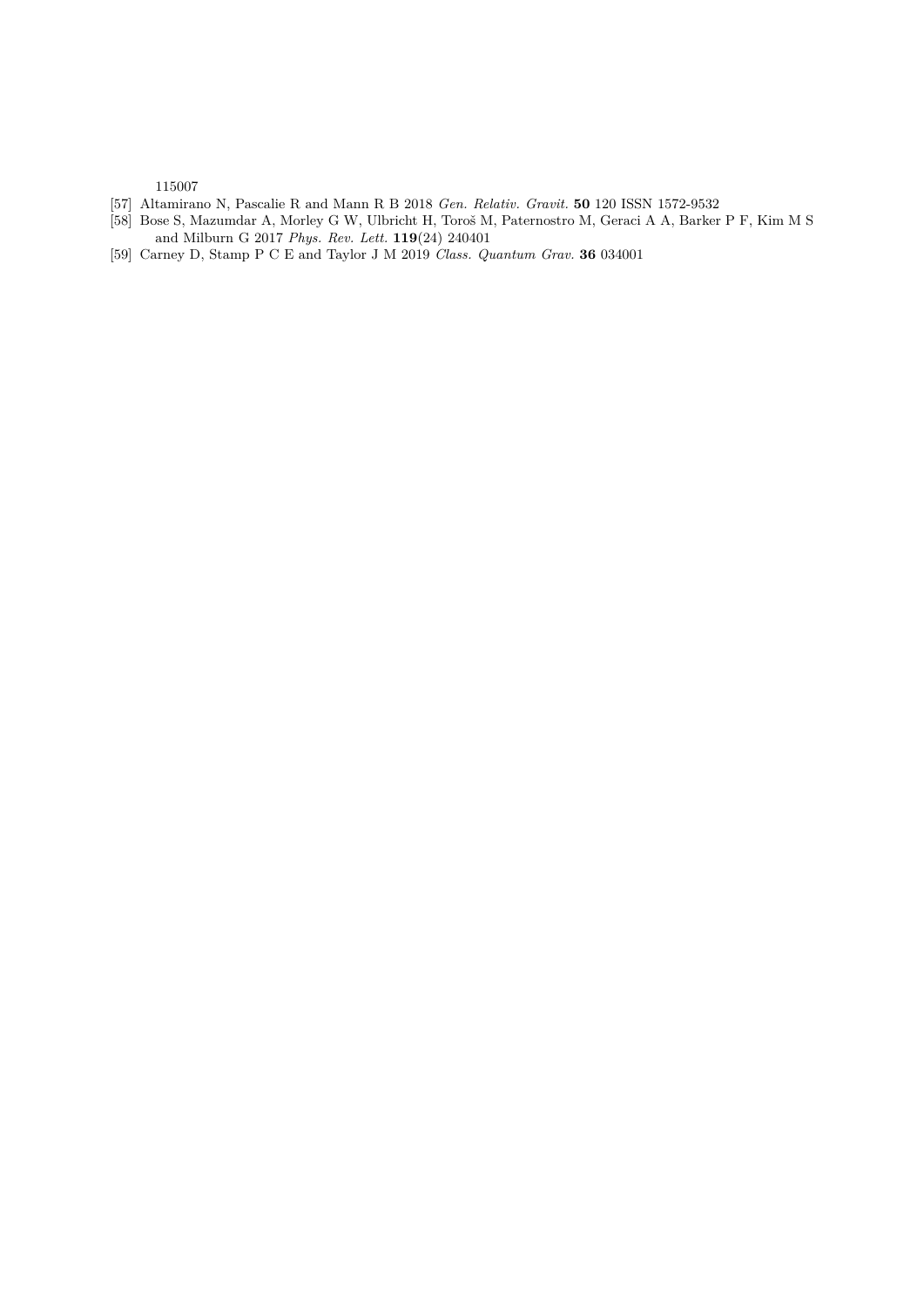115007

[57] Altamirano N, Pascalie R and Mann R B 2018 *Gen. Relativ. Gravit.* **50** 120 ISSN 1572-9532

[58] Bose S, Mazumdar A, Morley G W, Ulbricht H, Toroš M, Paternostro M, Geraci A A, Barker P F, Kim M S and Milburn G 2017 *Phys. Rev. Lett.* **119**(24) 240401

[59] Carney D, Stamp P C E and Taylor J M 2019 *Class. Quantum Grav.* **36** 034001